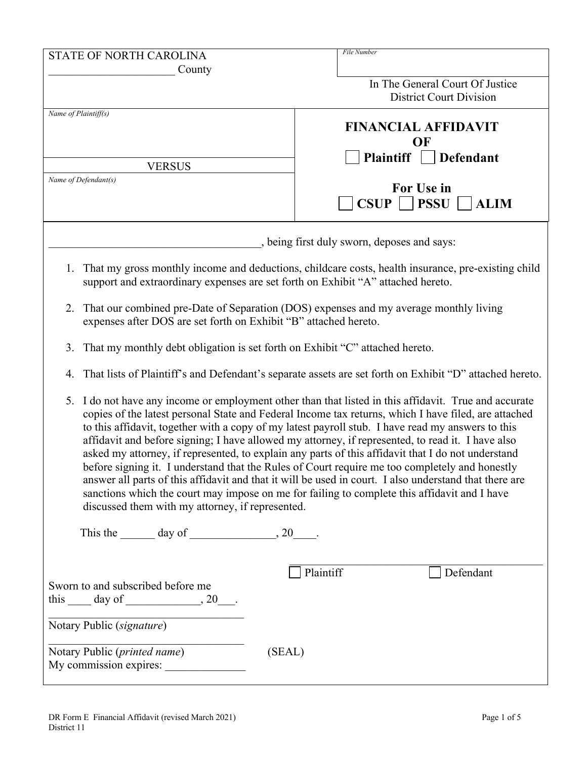| STATE OF NORTH CAROLINA<br>______________________ County | *File Number*<br><br>In The General Court Of Justice<br>District Court Division |
|---|---|
| *Name of Plaintiff(s)*<br><br>VERSUS<br>*Name of Defendant(s)* | **FINANCIAL AFFIDAVIT OF**<br>☐ **Plaintiff** ☐ **Defendant**<br><br>**For Use in**<br>☐ **CSUP** ☐ **PSSU** ☐ **ALIM** |

_____________________________________, being first duly sworn, deposes and says:

1. That my gross monthly income and deductions, childcare costs, health insurance, pre-existing child support and extraordinary expenses are set forth on Exhibit "A" attached hereto.

2. That our combined pre-Date of Separation (DOS) expenses and my average monthly living expenses after DOS are set forth on Exhibit "B" attached hereto.

3. That my monthly debt obligation is set forth on Exhibit "C" attached hereto.

4. That lists of Plaintiff's and Defendant's separate assets are set forth on Exhibit "D" attached hereto.

5. I do not have any income or employment other than that listed in this affidavit. True and accurate copies of the latest personal State and Federal Income tax returns, which I have filed, are attached to this affidavit, together with a copy of my latest payroll stub. I have read my answers to this affidavit and before signing; I have allowed my attorney, if represented, to read it. I have also asked my attorney, if represented, to explain any parts of this affidavit that I do not understand before signing it. I understand that the Rules of Court require me too completely and honestly answer all parts of this affidavit and that it will be used in court. I also understand that there are sanctions which the court may impose on me for failing to complete this affidavit and I have discussed them with my attorney, if represented.

This the ______ day of ______________, 20____.

_________________________________________
☐ Plaintiff ☐ Defendant

Sworn to and subscribed before me
this ____ day of _____________, 20___.

___________________________________
Notary Public (*signature*)

___________________________________
Notary Public (*printed name*) (SEAL)
My commission expires: ______________

DR Form E Financial Affidavit (revised March 2021)
District 11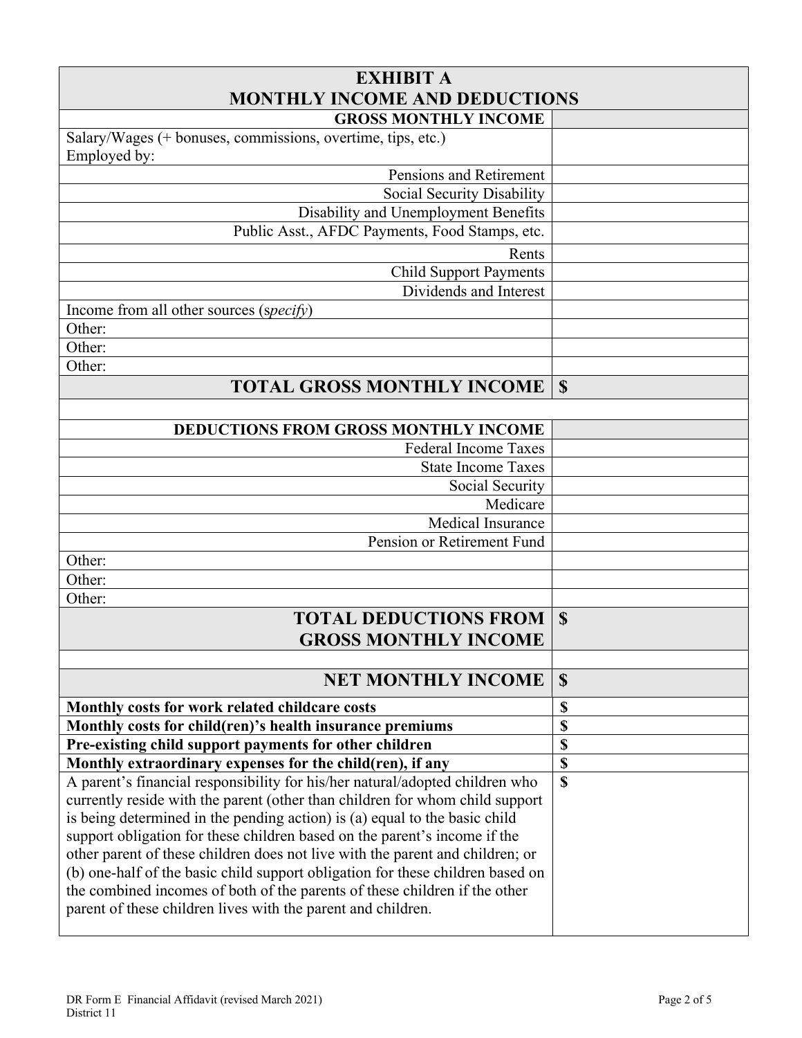| EXHIBIT A<br>MONTHLY INCOME AND DEDUCTIONS | |
|---|---|
| **GROSS MONTHLY INCOME** | |
| Salary/Wages (+ bonuses, commissions, overtime, tips, etc.)<br>Employed by: | |
| Pensions and Retirement | |
| Social Security Disability | |
| Disability and Unemployment Benefits | |
| Public Asst., AFDC Payments, Food Stamps, etc. | |
| Rents | |
| Child Support Payments | |
| Dividends and Interest | |
| Income from all other sources (*specify*) | |
| Other: | |
| Other: | |
| Other: | |
| **TOTAL GROSS MONTHLY INCOME** | **$** |
| | |
| **DEDUCTIONS FROM GROSS MONTHLY INCOME** | |
| Federal Income Taxes | |
| State Income Taxes | |
| Social Security | |
| Medicare | |
| Medical Insurance | |
| Pension or Retirement Fund | |
| Other: | |
| Other: | |
| Other: | |
| **TOTAL DEDUCTIONS FROM GROSS MONTHLY INCOME** | **$** |
| | |
| **NET MONTHLY INCOME** | **$** |
| **Monthly costs for work related childcare costs** | **$** |
| **Monthly costs for child(ren)'s health insurance premiums** | **$** |
| **Pre-existing child support payments for other children** | **$** |
| **Monthly extraordinary expenses for the child(ren), if any** | **$** |
| A parent's financial responsibility for his/her natural/adopted children who currently reside with the parent (other than children for whom child support is being determined in the pending action) is (a) equal to the basic child support obligation for these children based on the parent's income if the other parent of these children does not live with the parent and children; or (b) one-half of the basic child support obligation for these children based on the combined incomes of both of the parents of these children if the other parent of these children lives with the parent and children. | **$** |

DR Form E Financial Affidavit (revised March 2021)
District 11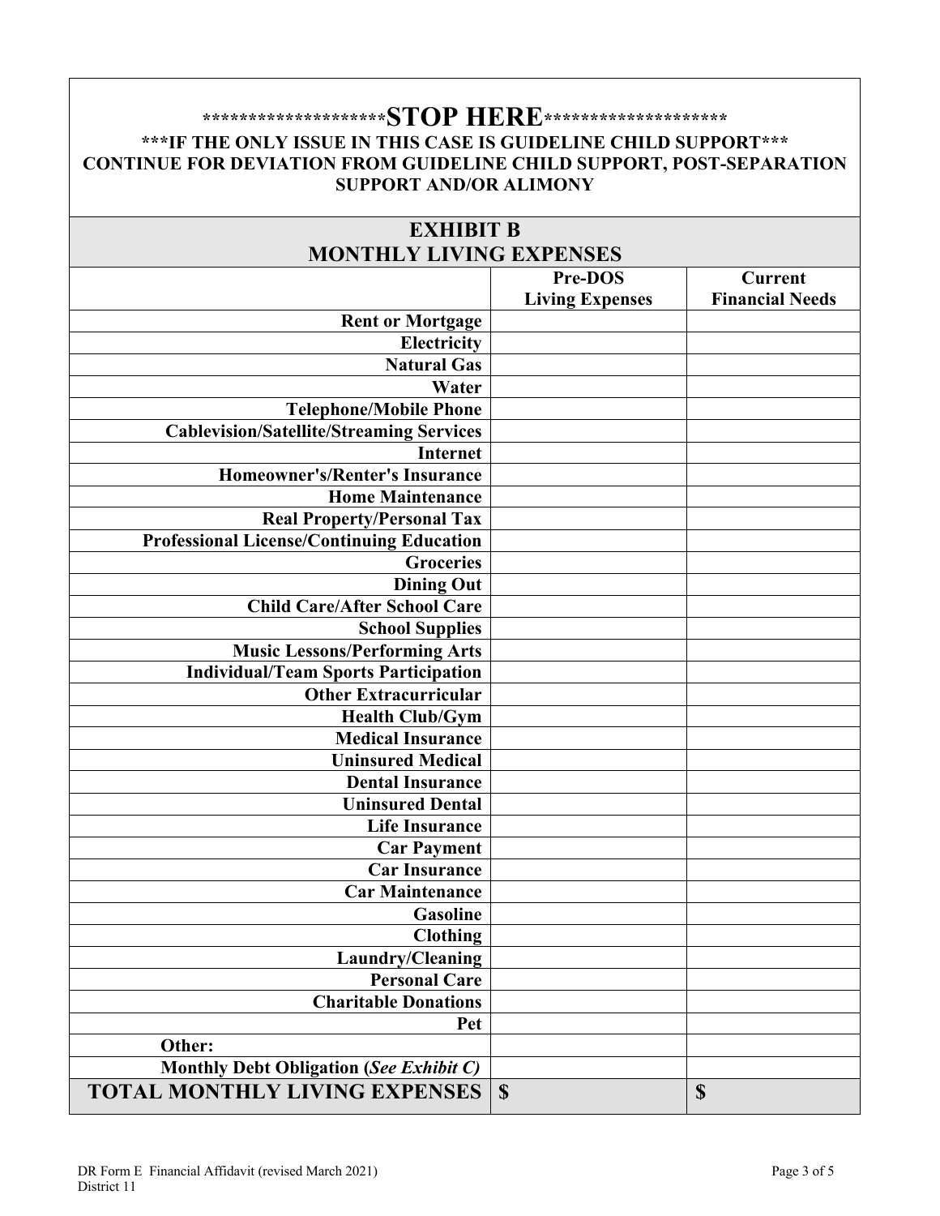**\*\*\*\*\*\*\*\*\*\*\*\*\*\*\*\*\*\*\*\*STOP HERE\*\*\*\*\*\*\*\*\*\*\*\*\*\*\*\*\*\*\*\***

**\*\*\*IF THE ONLY ISSUE IN THIS CASE IS GUIDELINE CHILD SUPPORT\*\*\***

**CONTINUE FOR DEVIATION FROM GUIDELINE CHILD SUPPORT, POST-SEPARATION SUPPORT AND/OR ALIMONY**

## EXHIBIT B
## MONTHLY LIVING EXPENSES

| | Pre-DOS Living Expenses | Current Financial Needs |
|---|---|---|
| **Rent or Mortgage** | | |
| **Electricity** | | |
| **Natural Gas** | | |
| **Water** | | |
| **Telephone/Mobile Phone** | | |
| **Cablevision/Satellite/Streaming Services** | | |
| **Internet** | | |
| **Homeowner's/Renter's Insurance** | | |
| **Home Maintenance** | | |
| **Real Property/Personal Tax** | | |
| **Professional License/Continuing Education** | | |
| **Groceries** | | |
| **Dining Out** | | |
| **Child Care/After School Care** | | |
| **School Supplies** | | |
| **Music Lessons/Performing Arts** | | |
| **Individual/Team Sports Participation** | | |
| **Other Extracurricular** | | |
| **Health Club/Gym** | | |
| **Medical Insurance** | | |
| **Uninsured Medical** | | |
| **Dental Insurance** | | |
| **Uninsured Dental** | | |
| **Life Insurance** | | |
| **Car Payment** | | |
| **Car Insurance** | | |
| **Car Maintenance** | | |
| **Gasoline** | | |
| **Clothing** | | |
| **Laundry/Cleaning** | | |
| **Personal Care** | | |
| **Charitable Donations** | | |
| **Pet** | | |
| **Other:** | | |
| **Monthly Debt Obligation (*See Exhibit C*)** | | |
| **TOTAL MONTHLY LIVING EXPENSES** | **$** | **$** |

DR Form E Financial Affidavit (revised March 2021)
District 11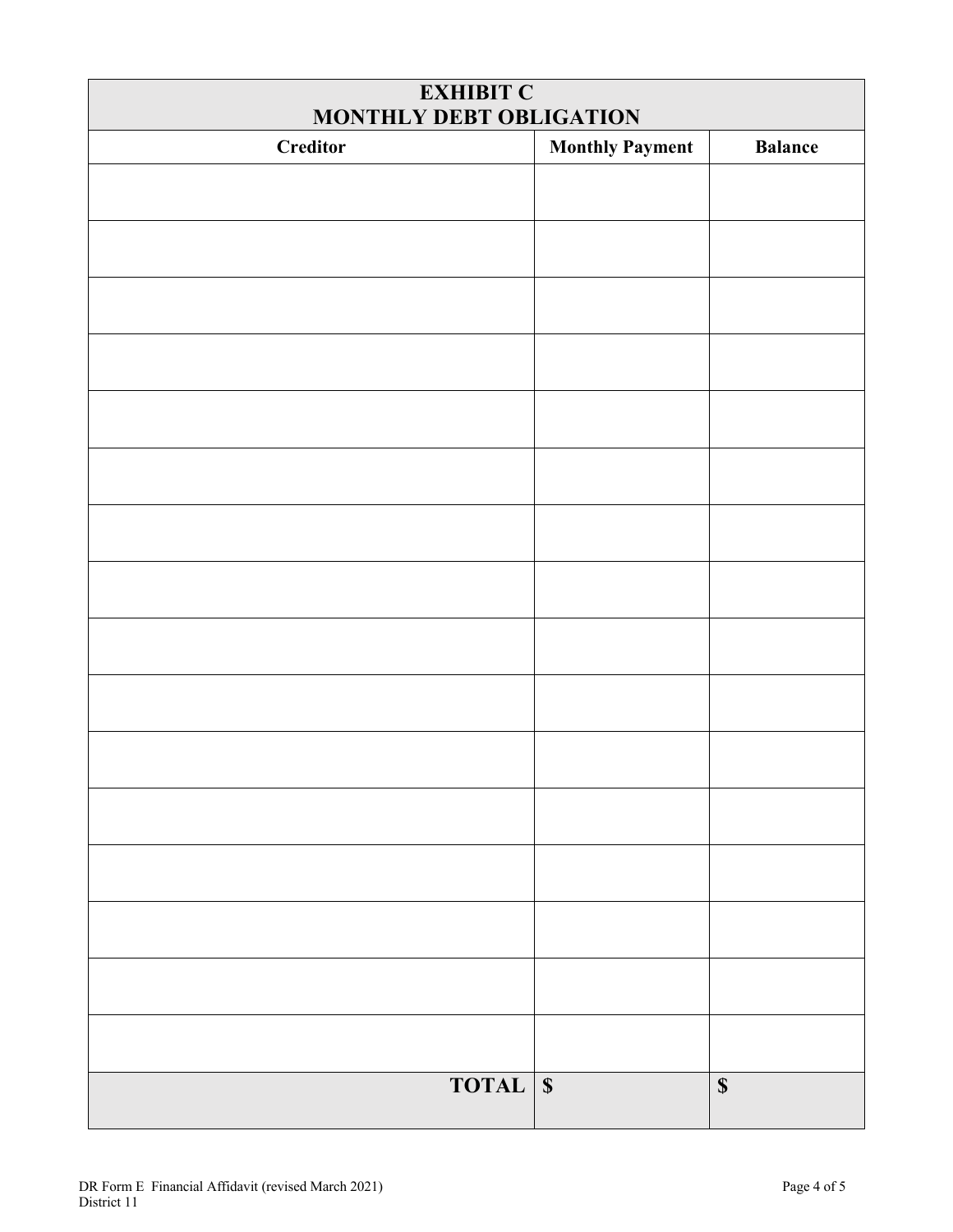## EXHIBIT C
## MONTHLY DEBT OBLIGATION

| Creditor | Monthly Payment | Balance |
|---|---|---|
| | | |
| | | |
| | | |
| | | |
| | | |
| | | |
| | | |
| | | |
| | | |
| | | |
| | | |
| | | |
| | | |
| | | |
| | | |
| | | |
| **TOTAL** | **$** | **$** |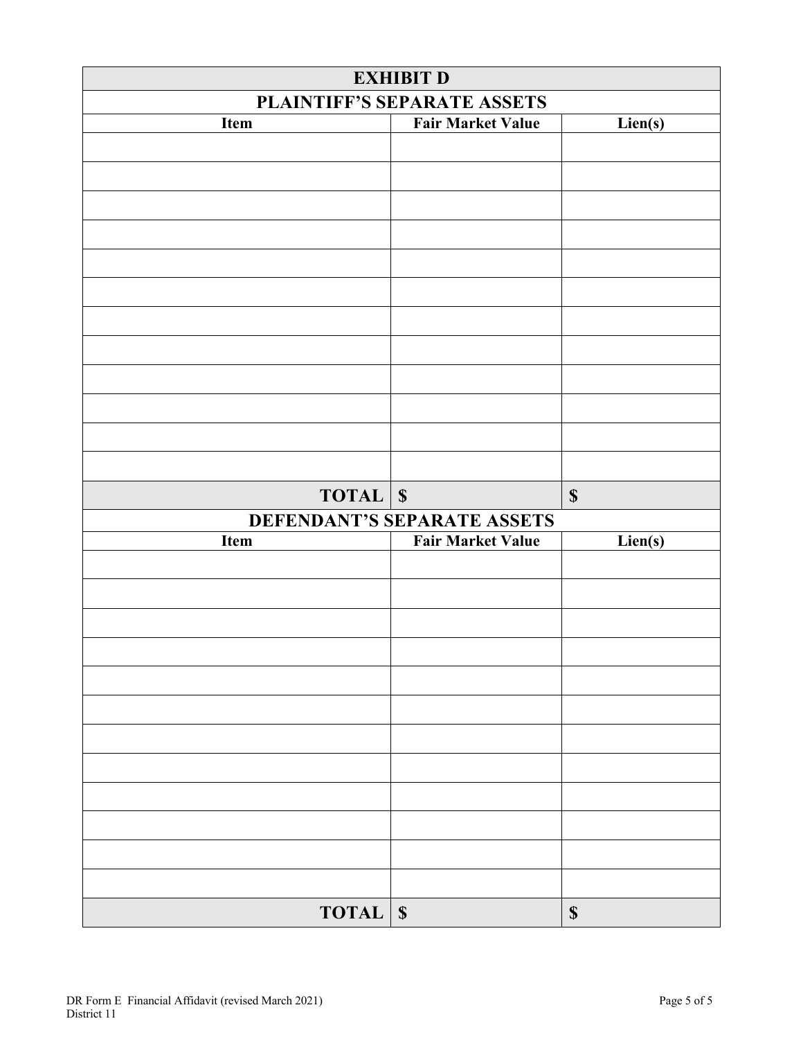## EXHIBIT D

### PLAINTIFF'S SEPARATE ASSETS

| Item | Fair Market Value | Lien(s) |
|---|---|---|
| | | |
| | | |
| | | |
| | | |
| | | |
| | | |
| | | |
| | | |
| | | |
| | | |
| | | |
| | | |
| **TOTAL** | **$** | **$** |

### DEFENDANT'S SEPARATE ASSETS

| Item | Fair Market Value | Lien(s) |
|---|---|---|
| | | |
| | | |
| | | |
| | | |
| | | |
| | | |
| | | |
| | | |
| | | |
| | | |
| | | |
| | | |
| **TOTAL** | **$** | **$** |

DR Form E Financial Affidavit (revised March 2021)
District 11